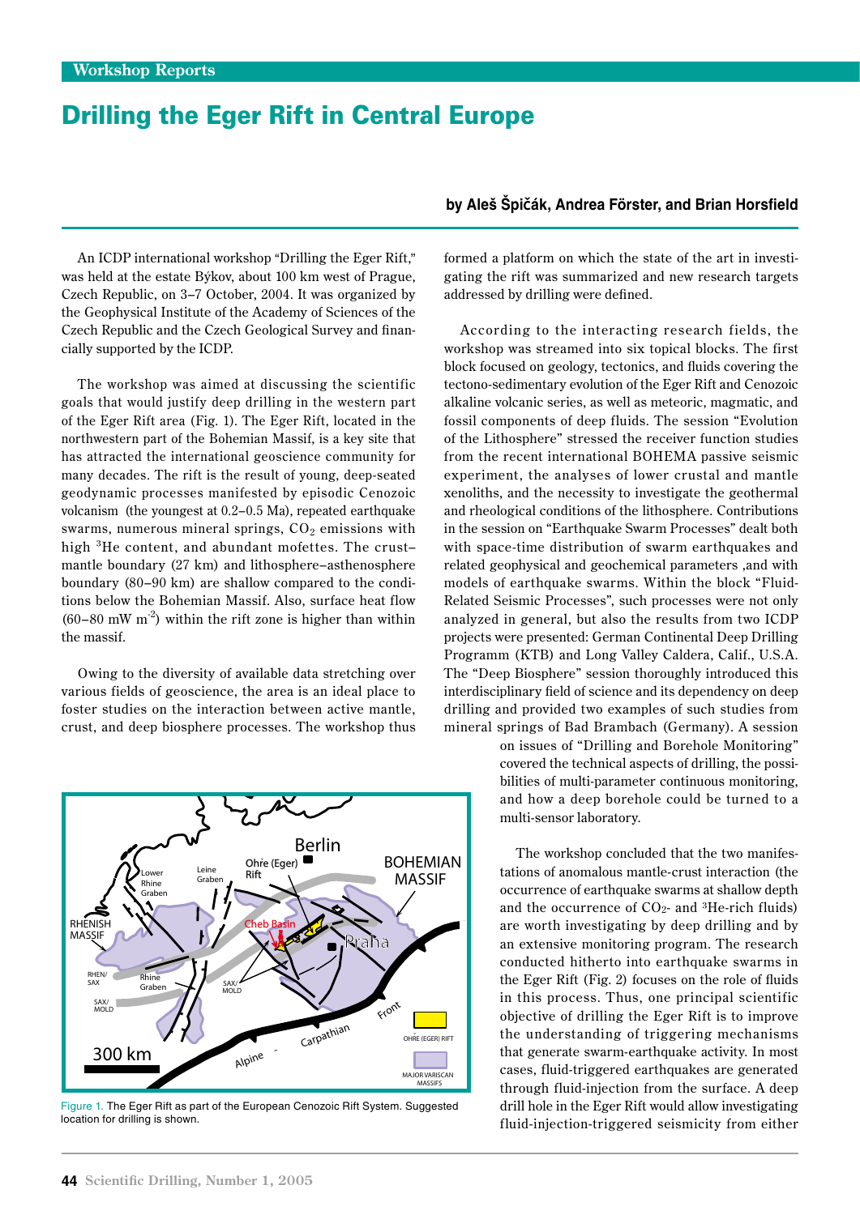Workshop Reports

# Drilling the Eger Rift in Central Europe

**by Aleš Špičák, Andrea Förster, and Brian Horsfield**

An ICDP international workshop "Drilling the Eger Rift," was held at the estate Býkov, about 100 km west of Prague, Czech Republic, on 3–7 October, 2004. It was organized by the Geophysical Institute of the Academy of Sciences of the Czech Republic and the Czech Geological Survey and financially supported by the ICDP.

The workshop was aimed at discussing the scientific goals that would justify deep drilling in the western part of the Eger Rift area (Fig. 1). The Eger Rift, located in the northwestern part of the Bohemian Massif, is a key site that has attracted the international geoscience community for many decades. The rift is the result of young, deep-seated geodynamic processes manifested by episodic Cenozoic volcanism (the youngest at 0.2–0.5 Ma), repeated earthquake swarms, numerous mineral springs, $CO_2$ emissions with high $^3He$ content, and abundant mofettes. The crust–mantle boundary (27 km) and lithosphere–asthenosphere boundary (80–90 km) are shallow compared to the conditions below the Bohemian Massif. Also, surface heat flow (60–80 mW $m^{-2}$) within the rift zone is higher than within the massif.

Owing to the diversity of available data stretching over various fields of geoscience, the area is an ideal place to foster studies on the interaction between active mantle, crust, and deep biosphere processes. The workshop thus formed a platform on which the state of the art in investigating the rift was summarized and new research targets addressed by drilling were defined.

According to the interacting research fields, the workshop was streamed into six topical blocks. The first block focused on geology, tectonics, and fluids covering the tectono-sedimentary evolution of the Eger Rift and Cenozoic alkaline volcanic series, as well as meteoric, magmatic, and fossil components of deep fluids. The session "Evolution of the Lithosphere" stressed the receiver function studies from the recent international BOHEMA passive seismic experiment, the analyses of lower crustal and mantle xenoliths, and the necessity to investigate the geothermal and rheological conditions of the lithosphere. Contributions in the session on "Earthquake Swarm Processes" dealt both with space-time distribution of swarm earthquakes and related geophysical and geochemical parameters ,and with models of earthquake swarms. Within the block "Fluid-Related Seismic Processes", such processes were not only analyzed in general, but also the results from two ICDP projects were presented: German Continental Deep Drilling Programm (KTB) and Long Valley Caldera, Calif., U.S.A. The "Deep Biosphere" session thoroughly introduced this interdisciplinary field of science and its dependency on deep drilling and provided two examples of such studies from mineral springs of Bad Brambach (Germany). A session on issues of "Drilling and Borehole Monitoring" covered the technical aspects of drilling, the possibilities of multi-parameter continuous monitoring, and how a deep borehole could be turned to a multi-sensor laboratory.

Figure 1. The Eger Rift as part of the European Cenozoic Rift System. Suggested location for drilling is shown.

The workshop concluded that the two manifestations of anomalous mantle-crust interaction (the occurrence of earthquake swarms at shallow depth and the occurrence of $CO_2$- and $^3He$-rich fluids) are worth investigating by deep drilling and by an extensive monitoring program. The research conducted hitherto into earthquake swarms in the Eger Rift (Fig. 2) focuses on the role of fluids in this process. Thus, one principal scientific objective of drilling the Eger Rift is to improve the understanding of triggering mechanisms that generate swarm-earthquake activity. In most cases, fluid-triggered earthquakes are generated through fluid-injection from the surface. A deep drill hole in the Eger Rift would allow investigating fluid-injection-triggered seismicity from either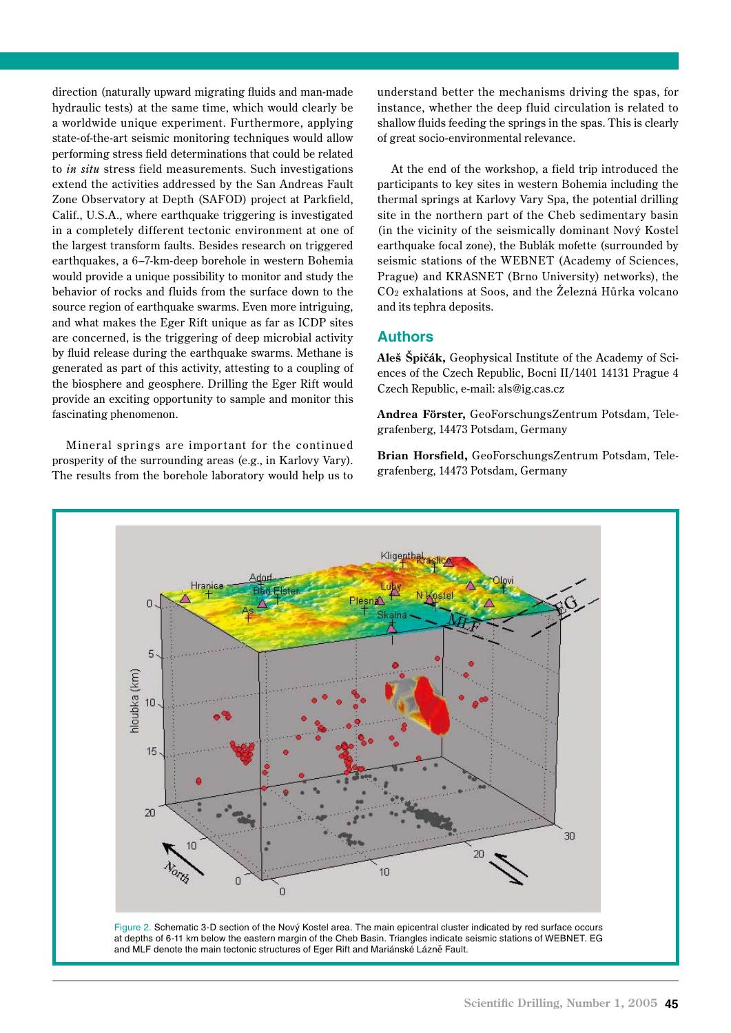direction (naturally upward migrating fluids and man-made hydraulic tests) at the same time, which would clearly be a worldwide unique experiment. Furthermore, applying state-of-the-art seismic monitoring techniques would allow performing stress field determinations that could be related to *in situ* stress field measurements. Such investigations extend the activities addressed by the San Andreas Fault Zone Observatory at Depth (SAFOD) project at Parkfield, Calif., U.S.A., where earthquake triggering is investigated in a completely different tectonic environment at one of the largest transform faults. Besides research on triggered earthquakes, a 6–7-km-deep borehole in western Bohemia would provide a unique possibility to monitor and study the behavior of rocks and fluids from the surface down to the source region of earthquake swarms. Even more intriguing, and what makes the Eger Rift unique as far as ICDP sites are concerned, is the triggering of deep microbial activity by fluid release during the earthquake swarms. Methane is generated as part of this activity, attesting to a coupling of the biosphere and geosphere. Drilling the Eger Rift would provide an exciting opportunity to sample and monitor this fascinating phenomenon.

Mineral springs are important for the continued prosperity of the surrounding areas (e.g., in Karlovy Vary). The results from the borehole laboratory would help us to understand better the mechanisms driving the spas, for instance, whether the deep fluid circulation is related to shallow fluids feeding the springs in the spas. This is clearly of great socio-environmental relevance.

At the end of the workshop, a field trip introduced the participants to key sites in western Bohemia including the thermal springs at Karlovy Vary Spa, the potential drilling site in the northern part of the Cheb sedimentary basin (in the vicinity of the seismically dominant Nový Kostel earthquake focal zone), the Bublák mofette (surrounded by seismic stations of the WEBNET (Academy of Sciences, Prague) and KRASNET (Brno University) networks), the $CO_2$ exhalations at Soos, and the Železná Hůrka volcano and its tephra deposits.

## Authors

**Aleš Špičák,** Geophysical Institute of the Academy of Sciences of the Czech Republic, Bocni II/1401 14131 Prague 4 Czech Republic, e-mail: als@ig.cas.cz

**Andrea Förster,** GeoForschungsZentrum Potsdam, Telegrafenberg, 14473 Potsdam, Germany

**Brian Horsfield,** GeoForschungsZentrum Potsdam, Telegrafenberg, 14473 Potsdam, Germany

Kligenthal
Kraslice
Hranice
Adorf
Bad Elster
As
Luby
Olovi
Plesna
N Kostel
Skalna
MLF
EG
0
5
10
15
20
hloubka (km)
10
0
North
0
10
20
30

Figure 2. Schematic 3-D section of the Nový Kostel area. The main epicentral cluster indicated by red surface occurs at depths of 6-11 km below the eastern margin of the Cheb Basin. Triangles indicate seismic stations of WEBNET. EG and MLF denote the main tectonic structures of Eger Rift and Mariánské Lázně Fault.